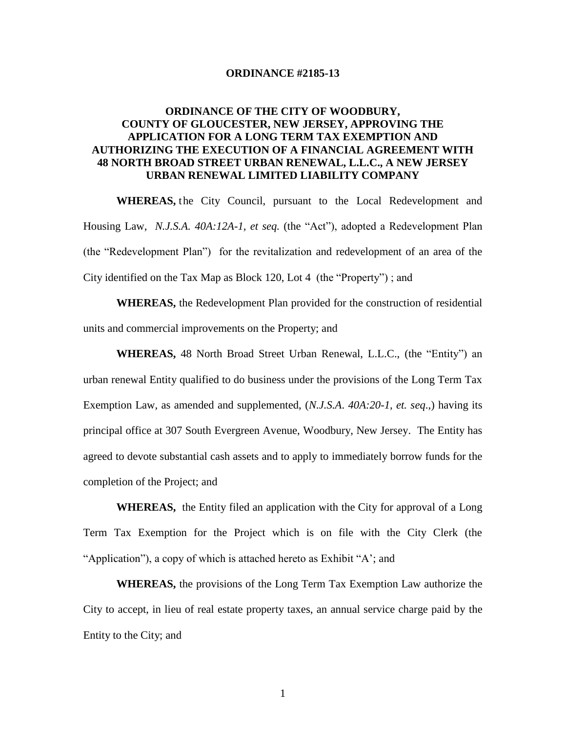# ORDINANCE #2185-13

## ORDINANCE OF THE CITY OF WOODBURY, COUNTY OF GLOUCESTER, NEW JERSEY, APPROVING THE APPLICATION FOR A LONG TERM TAX EXEMPTION AND AUTHORIZING THE EXECUTION OF A FINANCIAL AGREEMENT WITH 48 NORTH BROAD STREET URBAN RENEWAL, L.L.C., A NEW JERSEY URBAN RENEWAL LIMITED LIABILITY COMPANY

**WHEREAS,** the City Council, pursuant to the Local Redevelopment and Housing Law, *N.J.S.A. 40A:12A-1, et seq.* (the "Act"), adopted a Redevelopment Plan (the "Redevelopment Plan") for the revitalization and redevelopment of an area of the City identified on the Tax Map as Block 120, Lot 4 (the "Property") ; and

**WHEREAS,** the Redevelopment Plan provided for the construction of residential units and commercial improvements on the Property; and

**WHEREAS,** 48 North Broad Street Urban Renewal, L.L.C., (the "Entity") an urban renewal Entity qualified to do business under the provisions of the Long Term Tax Exemption Law, as amended and supplemented, (*N.J.S.A. 40A:20-1, et. seq*.,) having its principal office at 307 South Evergreen Avenue, Woodbury, New Jersey. The Entity has agreed to devote substantial cash assets and to apply to immediately borrow funds for the completion of the Project; and

**WHEREAS,** the Entity filed an application with the City for approval of a Long Term Tax Exemption for the Project which is on file with the City Clerk (the "Application"), a copy of which is attached hereto as Exhibit "A'; and

**WHEREAS,** the provisions of the Long Term Tax Exemption Law authorize the City to accept, in lieu of real estate property taxes, an annual service charge paid by the Entity to the City; and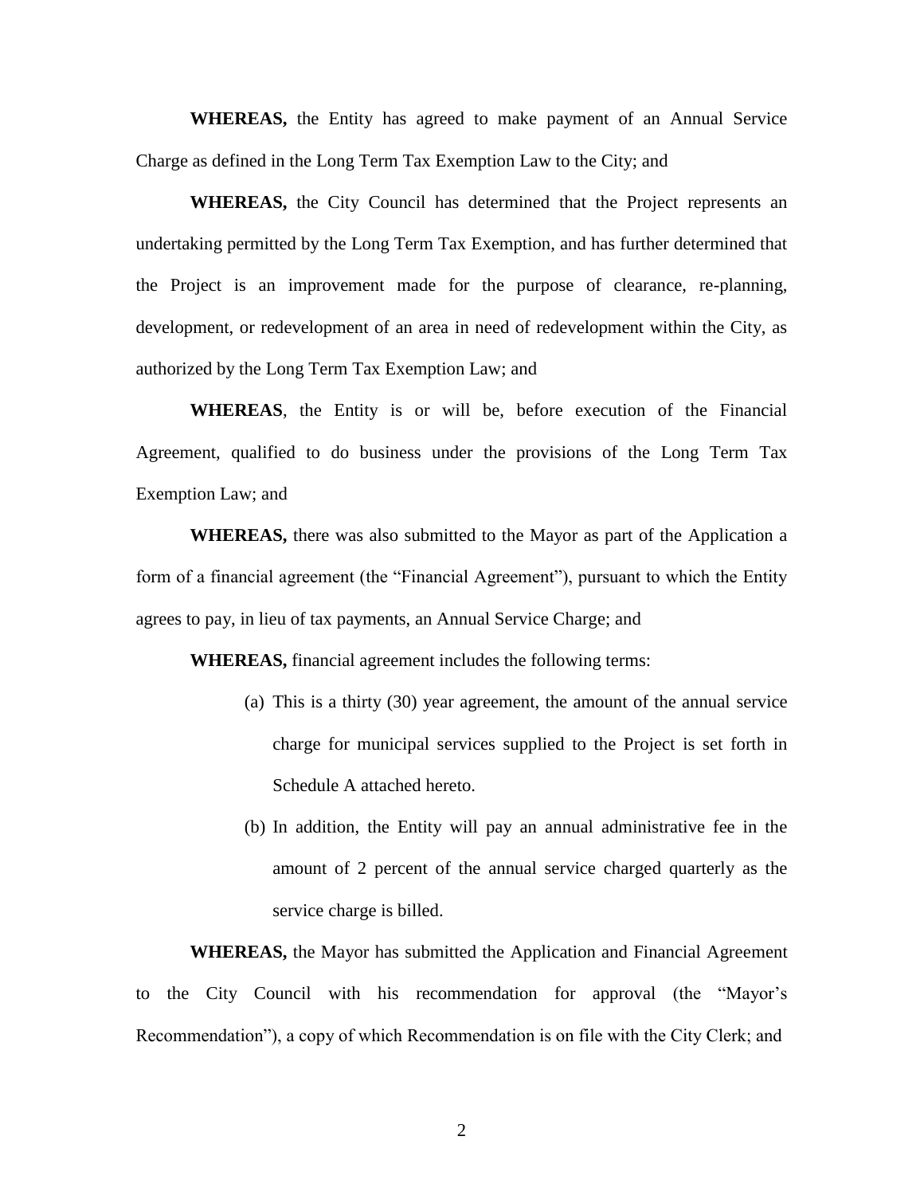**WHEREAS,** the Entity has agreed to make payment of an Annual Service Charge as defined in the Long Term Tax Exemption Law to the City; and

**WHEREAS,** the City Council has determined that the Project represents an undertaking permitted by the Long Term Tax Exemption, and has further determined that the Project is an improvement made for the purpose of clearance, re-planning, development, or redevelopment of an area in need of redevelopment within the City, as authorized by the Long Term Tax Exemption Law; and

**WHEREAS**, the Entity is or will be, before execution of the Financial Agreement, qualified to do business under the provisions of the Long Term Tax Exemption Law; and

**WHEREAS,** there was also submitted to the Mayor as part of the Application a form of a financial agreement (the "Financial Agreement"), pursuant to which the Entity agrees to pay, in lieu of tax payments, an Annual Service Charge; and

**WHEREAS,** financial agreement includes the following terms:

(a) This is a thirty (30) year agreement, the amount of the annual service charge for municipal services supplied to the Project is set forth in Schedule A attached hereto.

(b) In addition, the Entity will pay an annual administrative fee in the amount of 2 percent of the annual service charged quarterly as the service charge is billed.

**WHEREAS,** the Mayor has submitted the Application and Financial Agreement to the City Council with his recommendation for approval (the "Mayor's Recommendation"), a copy of which Recommendation is on file with the City Clerk; and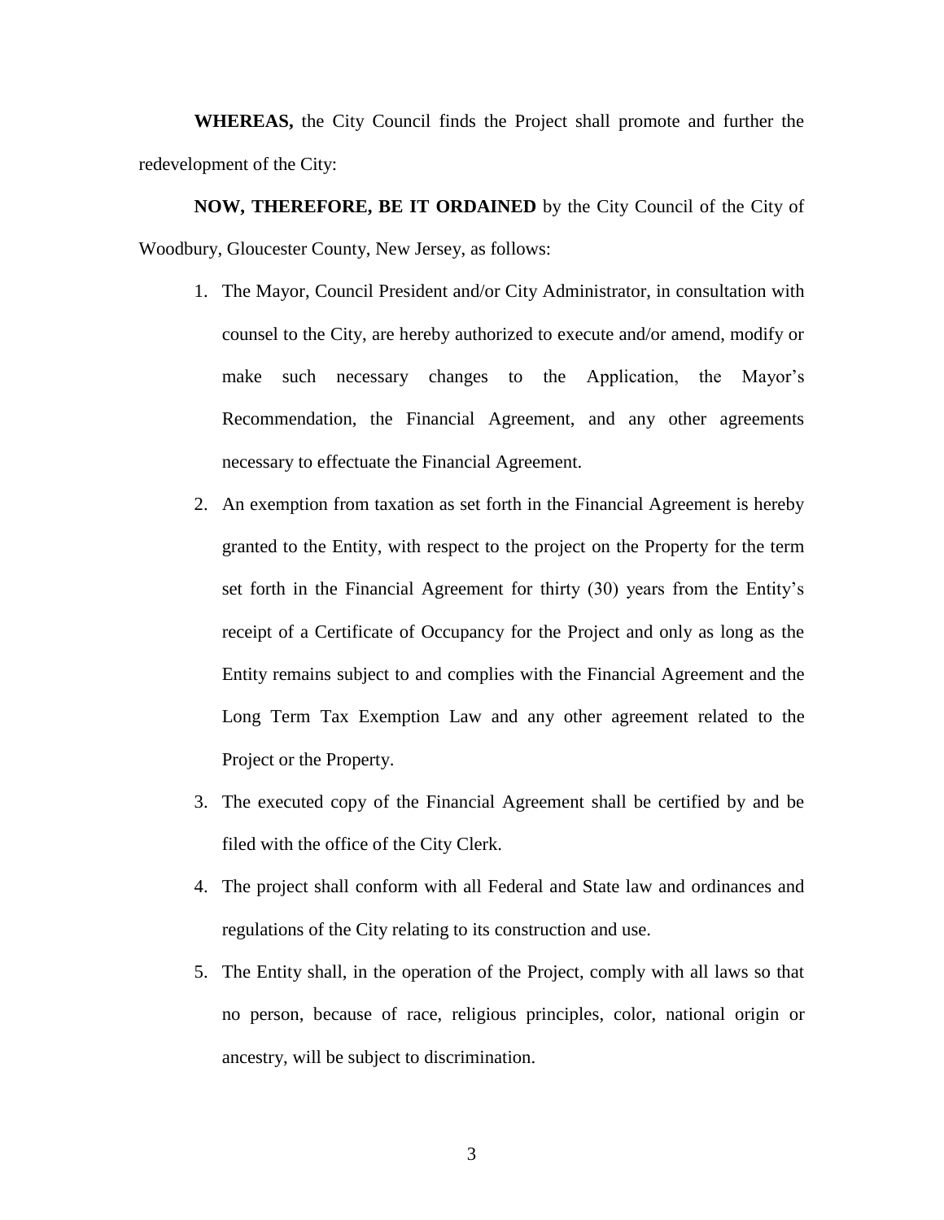**WHEREAS,** the City Council finds the Project shall promote and further the redevelopment of the City:

**NOW, THEREFORE, BE IT ORDAINED** by the City Council of the City of Woodbury, Gloucester County, New Jersey, as follows:

1. The Mayor, Council President and/or City Administrator, in consultation with counsel to the City, are hereby authorized to execute and/or amend, modify or make such necessary changes to the Application, the Mayor's Recommendation, the Financial Agreement, and any other agreements necessary to effectuate the Financial Agreement.
2. An exemption from taxation as set forth in the Financial Agreement is hereby granted to the Entity, with respect to the project on the Property for the term set forth in the Financial Agreement for thirty (30) years from the Entity's receipt of a Certificate of Occupancy for the Project and only as long as the Entity remains subject to and complies with the Financial Agreement and the Long Term Tax Exemption Law and any other agreement related to the Project or the Property.
3. The executed copy of the Financial Agreement shall be certified by and be filed with the office of the City Clerk.
4. The project shall conform with all Federal and State law and ordinances and regulations of the City relating to its construction and use.
5. The Entity shall, in the operation of the Project, comply with all laws so that no person, because of race, religious principles, color, national origin or ancestry, will be subject to discrimination.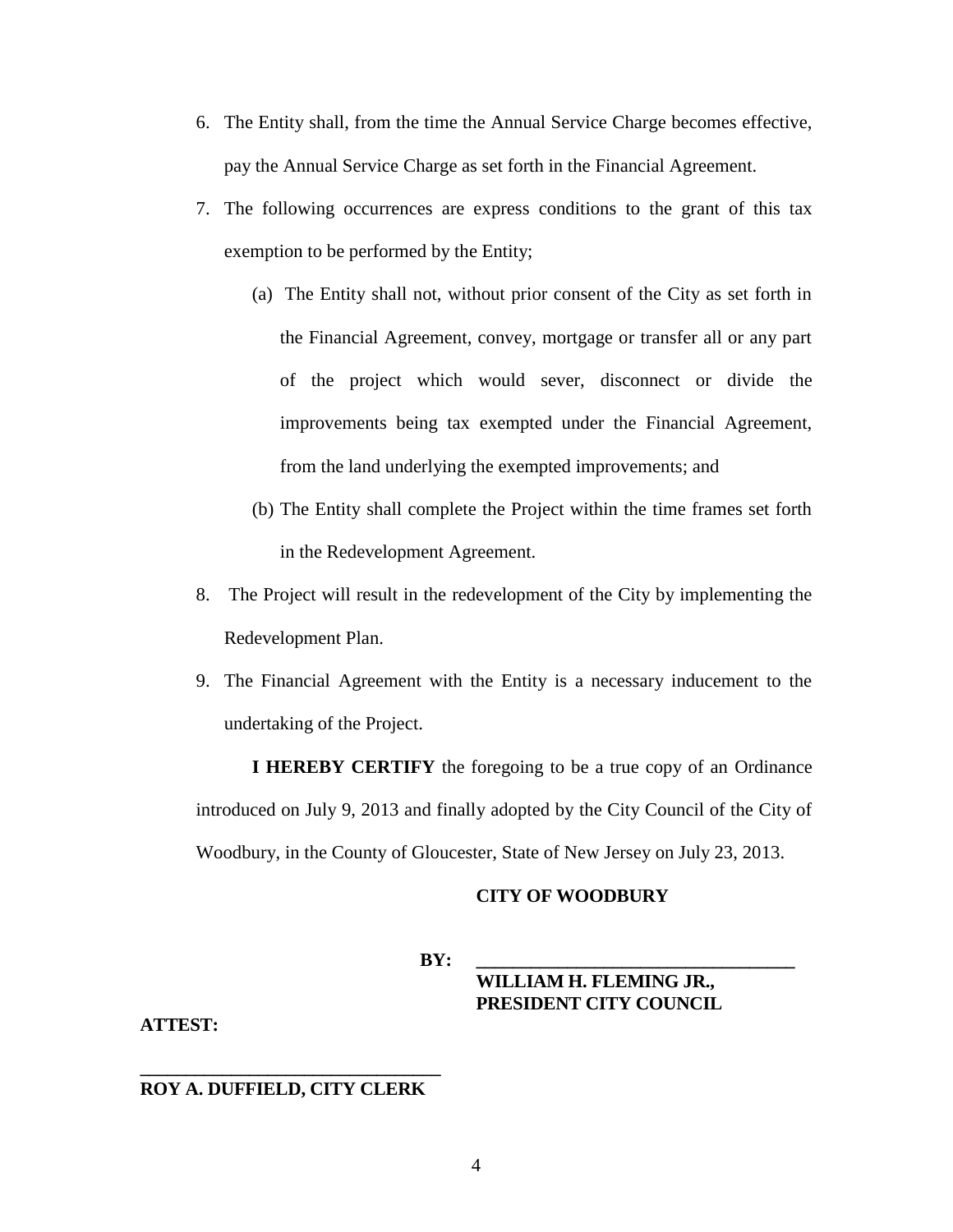6. The Entity shall, from the time the Annual Service Charge becomes effective, pay the Annual Service Charge as set forth in the Financial Agreement.
7. The following occurrences are express conditions to the grant of this tax exemption to be performed by the Entity;
   (a) The Entity shall not, without prior consent of the City as set forth in the Financial Agreement, convey, mortgage or transfer all or any part of the project which would sever, disconnect or divide the improvements being tax exempted under the Financial Agreement, from the land underlying the exempted improvements; and
   (b) The Entity shall complete the Project within the time frames set forth in the Redevelopment Agreement.
8. The Project will result in the redevelopment of the City by implementing the Redevelopment Plan.
9. The Financial Agreement with the Entity is a necessary inducement to the undertaking of the Project.

**I HEREBY CERTIFY** the foregoing to be a true copy of an Ordinance introduced on July 9, 2013 and finally adopted by the City Council of the City of Woodbury, in the County of Gloucester, State of New Jersey on July 23, 2013.

**CITY OF WOODBURY**

**BY:** ___________________________________
**WILLIAM H. FLEMING JR.,**
**PRESIDENT CITY COUNCIL**

**ATTEST:**

___________________________________
**ROY A. DUFFIELD, CITY CLERK**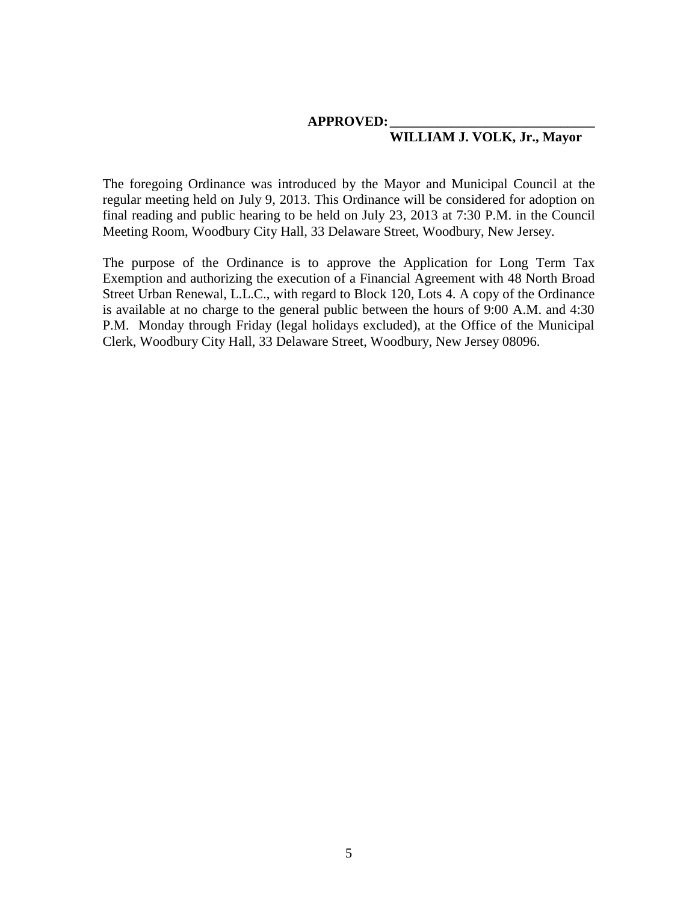**APPROVED: ______________________________**
**WILLIAM J. VOLK, Jr., Mayor**

The foregoing Ordinance was introduced by the Mayor and Municipal Council at the regular meeting held on July 9, 2013. This Ordinance will be considered for adoption on final reading and public hearing to be held on July 23, 2013 at 7:30 P.M. in the Council Meeting Room, Woodbury City Hall, 33 Delaware Street, Woodbury, New Jersey.

The purpose of the Ordinance is to approve the Application for Long Term Tax Exemption and authorizing the execution of a Financial Agreement with 48 North Broad Street Urban Renewal, L.L.C., with regard to Block 120, Lots 4. A copy of the Ordinance is available at no charge to the general public between the hours of 9:00 A.M. and 4:30 P.M. Monday through Friday (legal holidays excluded), at the Office of the Municipal Clerk, Woodbury City Hall, 33 Delaware Street, Woodbury, New Jersey 08096.